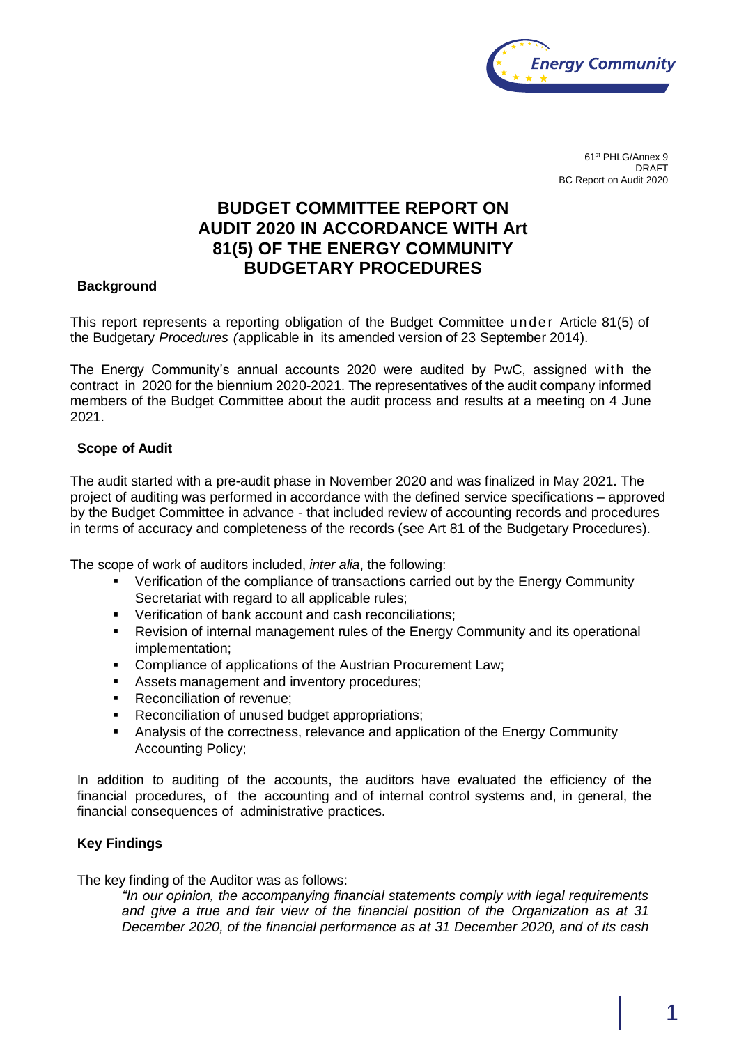61[st] PHLG/Annex 9
DRAFT
BC Report on Audit 2020

# BUDGET COMMITTEE REPORT ON AUDIT 2020 IN ACCORDANCE WITH Art 81(5) OF THE ENERGY COMMUNITY BUDGETARY PROCEDURES

## Background

This report represents a reporting obligation of the Budget Committee under Article 81(5) of the Budgetary *Procedures (*applicable in its amended version of 23 September 2014).

The Energy Community's annual accounts 2020 were audited by PwC, assigned with the contract in 2020 for the biennium 2020-2021. The representatives of the audit company informed members of the Budget Committee about the audit process and results at a meeting on 4 June 2021.

## Scope of Audit

The audit started with a pre-audit phase in November 2020 and was finalized in May 2021. The project of auditing was performed in accordance with the defined service specifications – approved by the Budget Committee in advance - that included review of accounting records and procedures in terms of accuracy and completeness of the records (see Art 81 of the Budgetary Procedures).

The scope of work of auditors included, *inter alia*, the following:

- Verification of the compliance of transactions carried out by the Energy Community Secretariat with regard to all applicable rules;
- Verification of bank account and cash reconciliations;
- Revision of internal management rules of the Energy Community and its operational implementation;
- Compliance of applications of the Austrian Procurement Law;
- Assets management and inventory procedures;
- Reconciliation of revenue;
- Reconciliation of unused budget appropriations;
- Analysis of the correctness, relevance and application of the Energy Community Accounting Policy;

In addition to auditing of the accounts, the auditors have evaluated the efficiency of the financial procedures, of the accounting and of internal control systems and, in general, the financial consequences of administrative practices.

## Key Findings

The key finding of the Auditor was as follows:

> *"In our opinion, the accompanying financial statements comply with legal requirements and give a true and fair view of the financial position of the Organization as at 31 December 2020, of the financial performance as at 31 December 2020, and of its cash*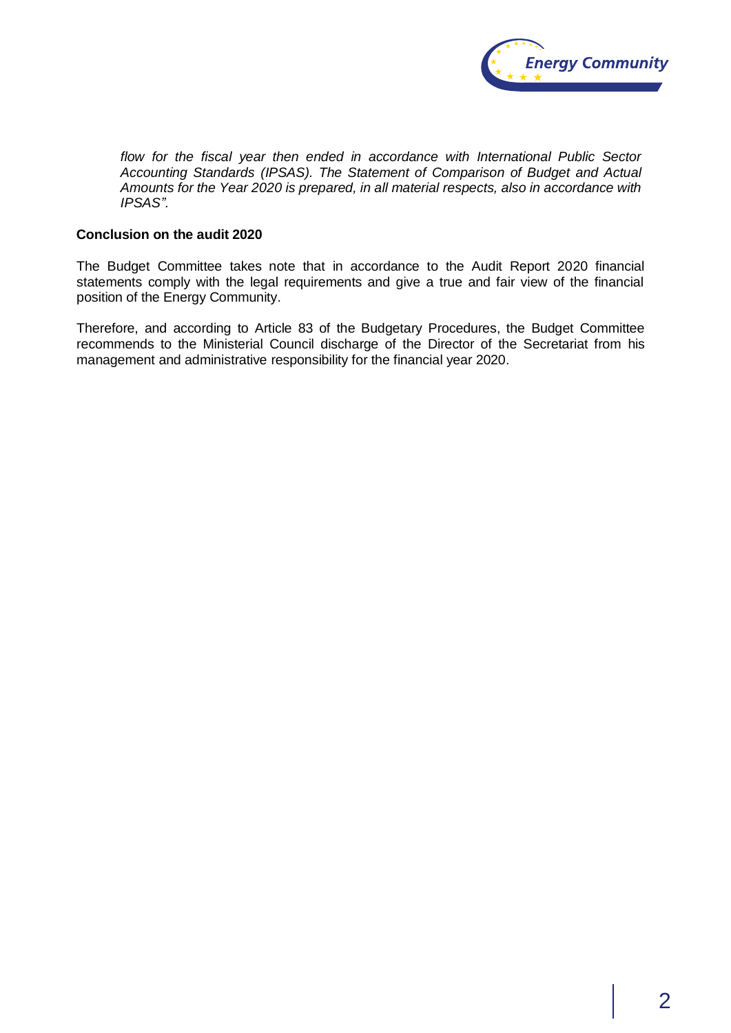*flow for the fiscal year then ended in accordance with International Public Sector Accounting Standards (IPSAS). The Statement of Comparison of Budget and Actual Amounts for the Year 2020 is prepared, in all material respects, also in accordance with IPSAS".*

**Conclusion on the audit 2020**

The Budget Committee takes note that in accordance to the Audit Report 2020 financial statements comply with the legal requirements and give a true and fair view of the financial position of the Energy Community.

Therefore, and according to Article 83 of the Budgetary Procedures, the Budget Committee recommends to the Ministerial Council discharge of the Director of the Secretariat from his management and administrative responsibility for the financial year 2020.